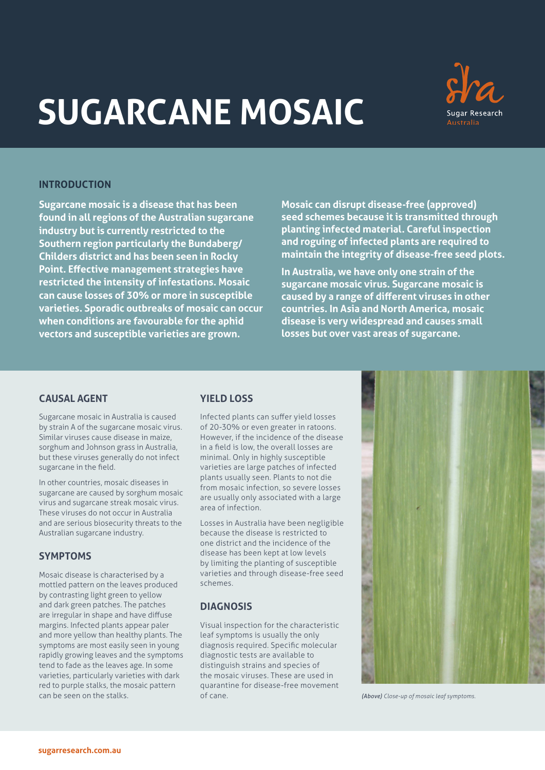# SUGARCANE MOSAIC

Sugar Research Australia

## INTRODUCTION

**Sugarcane mosaic is a disease that has been found in all regions of the Australian sugarcane industry but is currently restricted to the Southern region particularly the Bundaberg/ Childers district and has been seen in Rocky Point. Effective management strategies have restricted the intensity of infestations. Mosaic can cause losses of 30% or more in susceptible varieties. Sporadic outbreaks of mosaic can occur when conditions are favourable for the aphid vectors and susceptible varieties are grown.**

**Mosaic can disrupt disease-free (approved) seed schemes because it is transmitted through planting infected material. Careful inspection and roguing of infected plants are required to maintain the integrity of disease-free seed plots.**

**In Australia, we have only one strain of the sugarcane mosaic virus. Sugarcane mosaic is caused by a range of different viruses in other countries. In Asia and North America, mosaic disease is very widespread and causes small losses but over vast areas of sugarcane.**

## CAUSAL AGENT

Sugarcane mosaic in Australia is caused by strain A of the sugarcane mosaic virus. Similar viruses cause disease in maize, sorghum and Johnson grass in Australia, but these viruses generally do not infect sugarcane in the field.

In other countries, mosaic diseases in sugarcane are caused by sorghum mosaic virus and sugarcane streak mosaic virus. These viruses do not occur in Australia and are serious biosecurity threats to the Australian sugarcane industry.

## SYMPTOMS

Mosaic disease is characterised by a mottled pattern on the leaves produced by contrasting light green to yellow and dark green patches. The patches are irregular in shape and have diffuse margins. Infected plants appear paler and more yellow than healthy plants. The symptoms are most easily seen in young rapidly growing leaves and the symptoms tend to fade as the leaves age. In some varieties, particularly varieties with dark red to purple stalks, the mosaic pattern can be seen on the stalks.

## YIELD LOSS

Infected plants can suffer yield losses of 20-30% or even greater in ratoons. However, if the incidence of the disease in a field is low, the overall losses are minimal. Only in highly susceptible varieties are large patches of infected plants usually seen. Plants to not die from mosaic infection, so severe losses are usually only associated with a large area of infection.

Losses in Australia have been negligible because the disease is restricted to one district and the incidence of the disease has been kept at low levels by limiting the planting of susceptible varieties and through disease-free seed schemes.

## DIAGNOSIS

Visual inspection for the characteristic leaf symptoms is usually the only diagnosis required. Specific molecular diagnostic tests are available to distinguish strains and species of the mosaic viruses. These are used in quarantine for disease-free movement of cane.

*(Above) Close-up of mosaic leaf symptoms.*

sugarresearch.com.au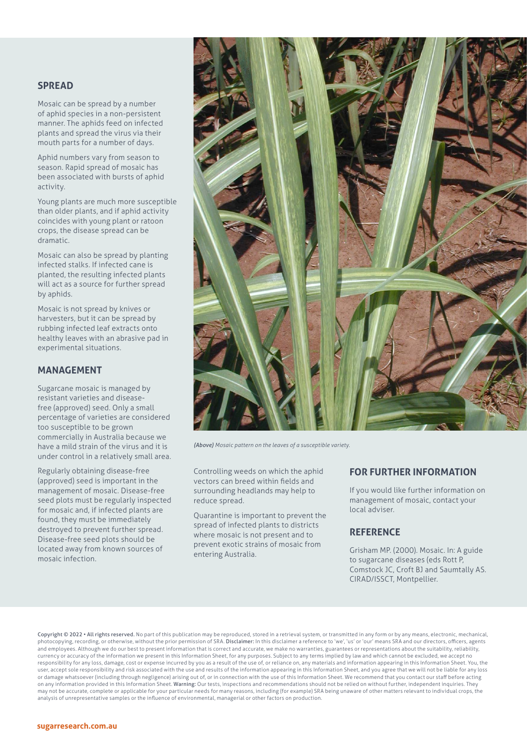## SPREAD

Mosaic can be spread by a number of aphid species in a non-persistent manner. The aphids feed on infected plants and spread the virus via their mouth parts for a number of days.

Aphid numbers vary from season to season. Rapid spread of mosaic has been associated with bursts of aphid activity.

Young plants are much more susceptible than older plants, and if aphid activity coincides with young plant or ratoon crops, the disease spread can be dramatic.

Mosaic can also be spread by planting infected stalks. If infected cane is planted, the resulting infected plants will act as a source for further spread by aphids.

Mosaic is not spread by knives or harvesters, but it can be spread by rubbing infected leaf extracts onto healthy leaves with an abrasive pad in experimental situations.

## MANAGEMENT

Sugarcane mosaic is managed by resistant varieties and disease-free (approved) seed. Only a small percentage of varieties are considered too susceptible to be grown commercially in Australia because we have a mild strain of the virus and it is under control in a relatively small area.

Regularly obtaining disease-free (approved) seed is important in the management of mosaic. Disease-free seed plots must be regularly inspected for mosaic and, if infected plants are found, they must be immediately destroyed to prevent further spread. Disease-free seed plots should be located away from known sources of mosaic infection.

*(Above) Mosaic pattern on the leaves of a susceptible variety.*

Controlling weeds on which the aphid vectors can breed within fields and surrounding headlands may help to reduce spread.

Quarantine is important to prevent the spread of infected plants to districts where mosaic is not present and to prevent exotic strains of mosaic from entering Australia.

## FOR FURTHER INFORMATION

If you would like further information on management of mosaic, contact your local adviser.

## REFERENCE

Grisham MP. (2000). Mosaic. In: A guide to sugarcane diseases (eds Rott P, Comstock JC, Croft BJ and Saumtally AS. CIRAD/ISSCT, Montpellier.

**Copyright © 2022 • All rights reserved.** No part of this publication may be reproduced, stored in a retrieval system, or transmitted in any form or by any means, electronic, mechanical, photocopying, recording, or otherwise, without the prior permission of SRA. **Disclaimer:** In this disclaimer a reference to 'we', 'us' or 'our' means SRA and our directors, officers, agents and employees. Although we do our best to present information that is correct and accurate, we make no warranties, guarantees or representations about the suitability, reliability, currency or accuracy of the information we present in this Information Sheet, for any purposes. Subject to any terms implied by law and which cannot be excluded, we accept no responsibility for any loss, damage, cost or expense incurred by you as a result of the use of, or reliance on, any materials and information appearing in this Information Sheet. You, the user, accept sole responsibility and risk associated with the use and results of the information appearing in this Information Sheet, and you agree that we will not be liable for any loss or damage whatsoever (including through negligence) arising out of, or in connection with the use of this Information Sheet. We recommend that you contact our staff before acting on any information provided in this Information Sheet. **Warning:** Our tests, inspections and recommendations should not be relied on without further, independent inquiries. They may not be accurate, complete or applicable for your particular needs for many reasons, including (for example) SRA being unaware of other matters relevant to individual crops, the analysis of unrepresentative samples or the influence of environmental, managerial or other factors on production.

**sugarresearch.com.au**